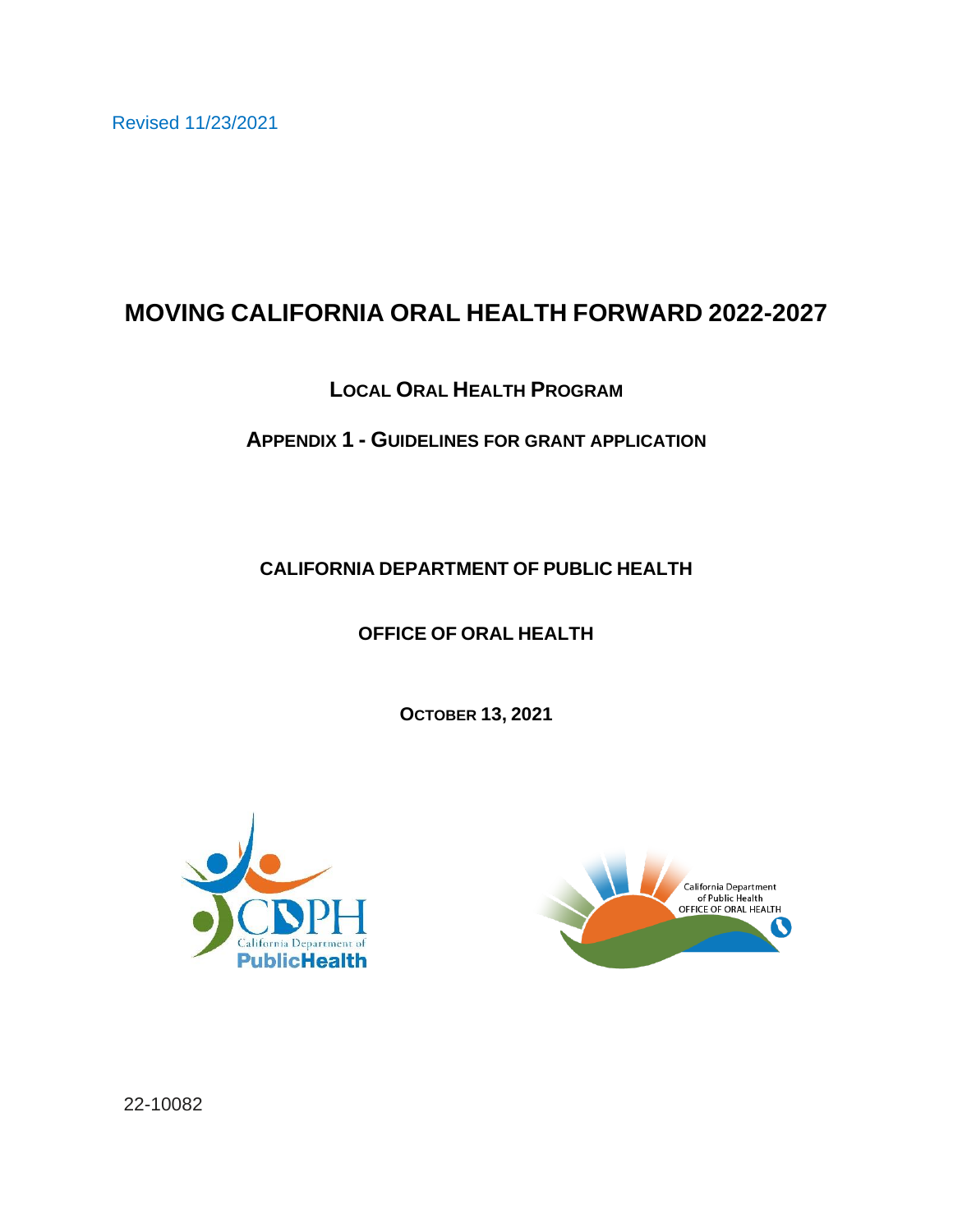Revised 11/23/2021

# MOVING CALIFORNIA ORAL HEALTH FORWARD 2022-2027

## LOCAL ORAL HEALTH PROGRAM

## APPENDIX 1 - GUIDELINES FOR GRANT APPLICATION

**CALIFORNIA DEPARTMENT OF PUBLIC HEALTH**

**OFFICE OF ORAL HEALTH**

**OCTOBER 13, 2021**

22-10082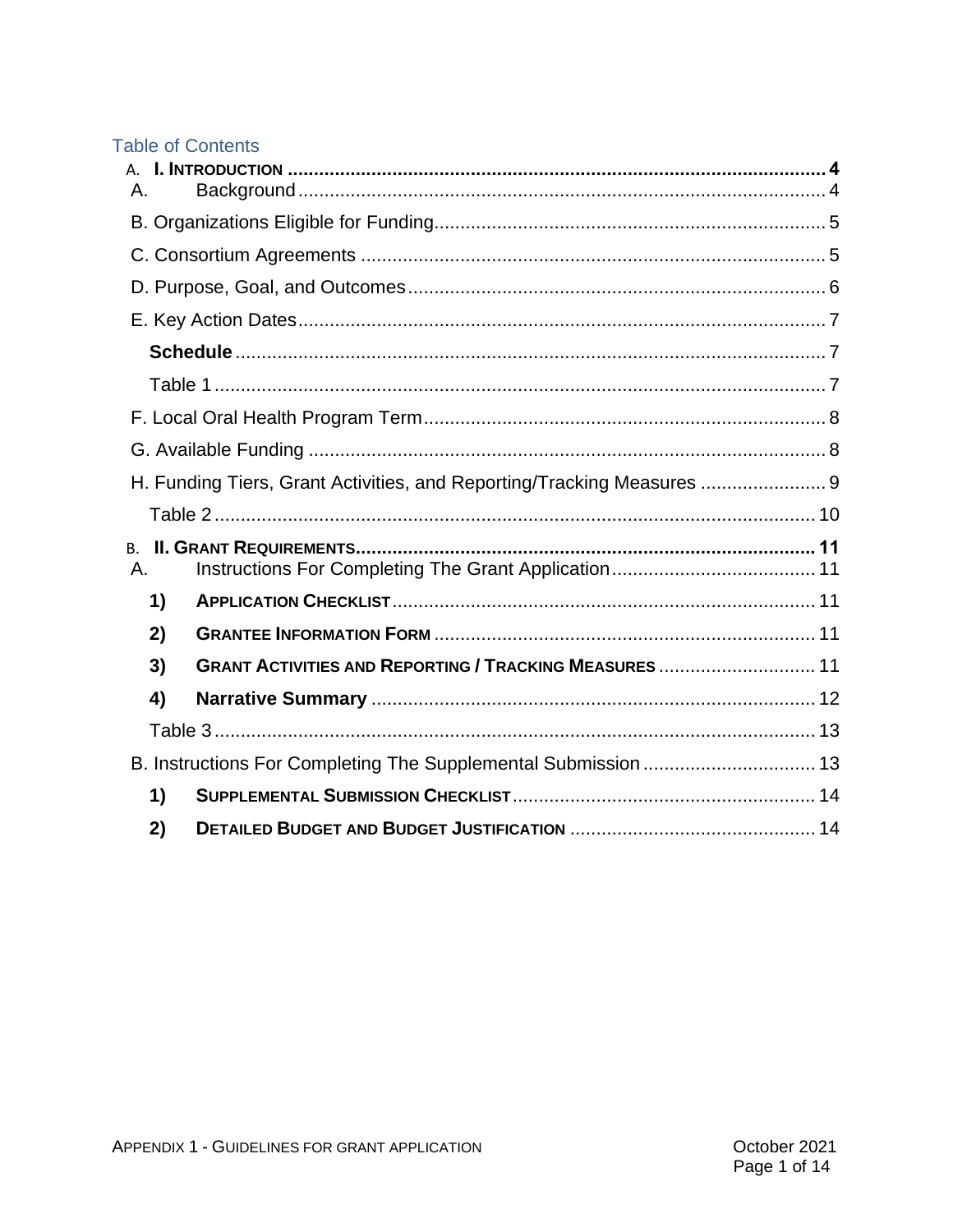## Table of Contents

A. **I. INTRODUCTION** .......... 4
A. Background .......... 4
B. Organizations Eligible for Funding .......... 5
C. Consortium Agreements .......... 5
D. Purpose, Goal, and Outcomes .......... 6
E. Key Action Dates .......... 7
**Schedule** .......... 7
Table 1 .......... 7
F. Local Oral Health Program Term .......... 8
G. Available Funding .......... 8
H. Funding Tiers, Grant Activities, and Reporting/Tracking Measures .......... 9
Table 2 .......... 10

B. **II. GRANT REQUIREMENTS** .......... 11
A. Instructions For Completing The Grant Application .......... 11
**1) APPLICATION CHECKLIST** .......... 11
**2) GRANTEE INFORMATION FORM** .......... 11
**3) GRANT ACTIVITIES AND REPORTING / TRACKING MEASURES** .......... 11
**4) Narrative Summary** .......... 12
Table 3 .......... 13
B. Instructions For Completing The Supplemental Submission .......... 13
**1) SUPPLEMENTAL SUBMISSION CHECKLIST** .......... 14
**2) DETAILED BUDGET AND BUDGET JUSTIFICATION** .......... 14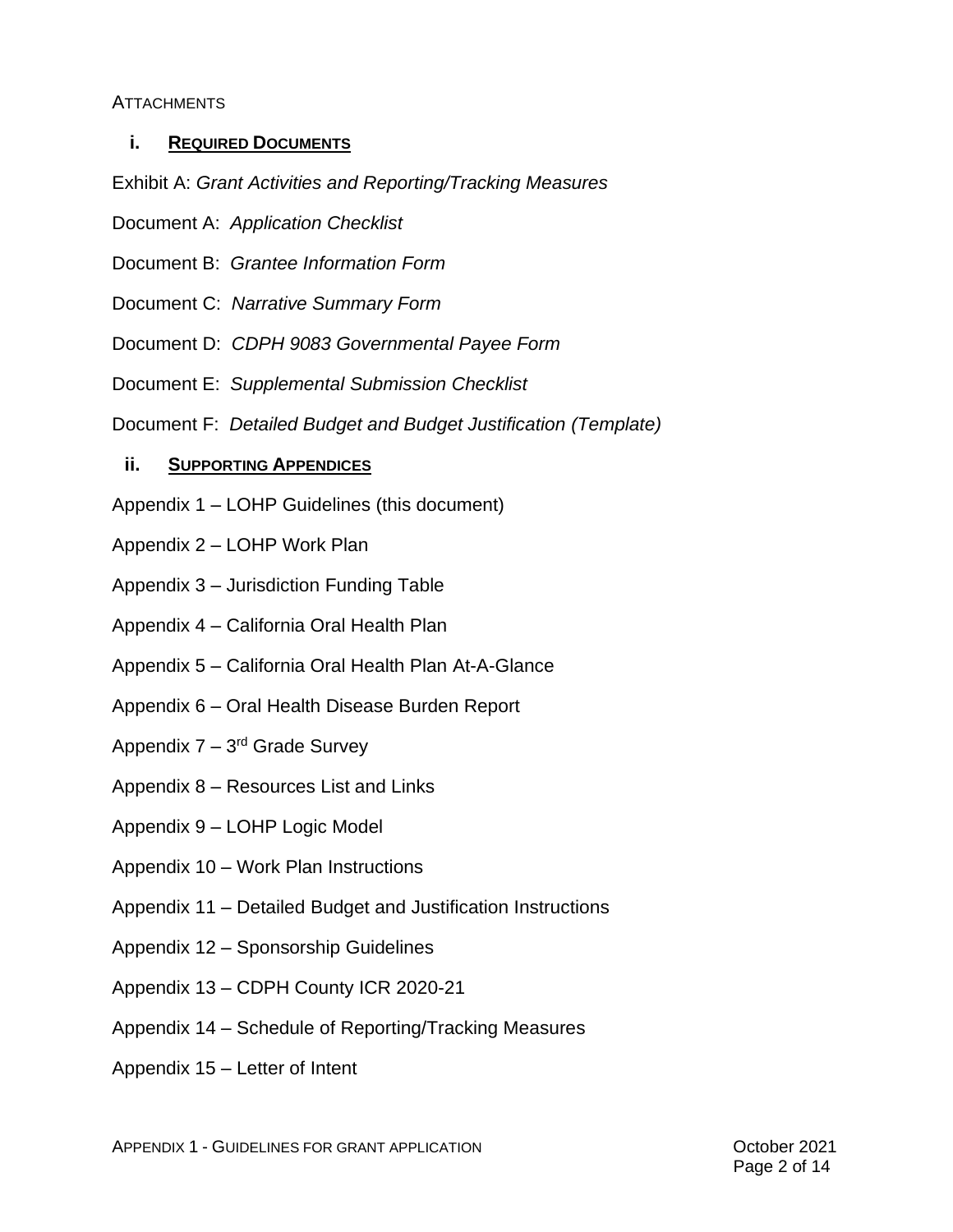ATTACHMENTS

### i. REQUIRED DOCUMENTS

Exhibit A: *Grant Activities and Reporting/Tracking Measures*

Document A: *Application Checklist*

Document B: *Grantee Information Form*

Document C: *Narrative Summary Form*

Document D: *CDPH 9083 Governmental Payee Form*

Document E: *Supplemental Submission Checklist*

Document F: *Detailed Budget and Budget Justification (Template)*

### ii. SUPPORTING APPENDICES

Appendix 1 – LOHP Guidelines (this document)

Appendix 2 – LOHP Work Plan

Appendix 3 – Jurisdiction Funding Table

Appendix 4 – California Oral Health Plan

Appendix 5 – California Oral Health Plan At-A-Glance

Appendix 6 – Oral Health Disease Burden Report

Appendix 7 – 3rd Grade Survey

Appendix 8 – Resources List and Links

Appendix 9 – LOHP Logic Model

Appendix 10 – Work Plan Instructions

Appendix 11 – Detailed Budget and Justification Instructions

Appendix 12 – Sponsorship Guidelines

Appendix 13 – CDPH County ICR 2020-21

Appendix 14 – Schedule of Reporting/Tracking Measures

Appendix 15 – Letter of Intent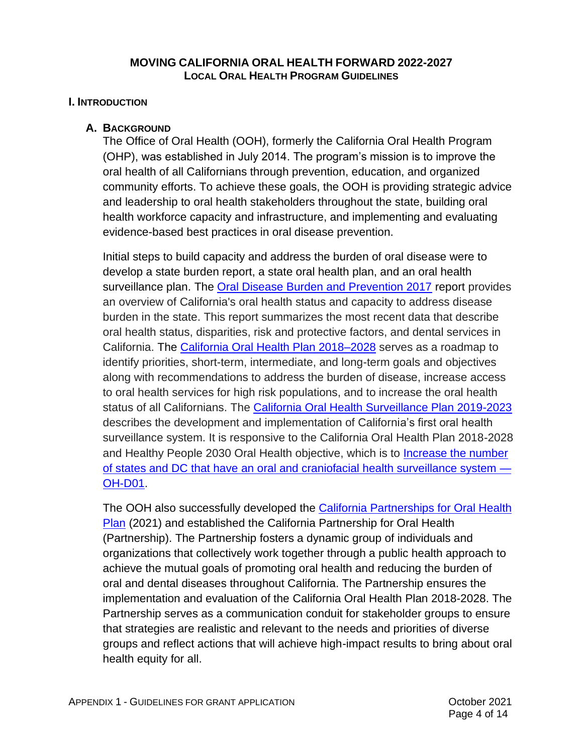# MOVING CALIFORNIA ORAL HEALTH FORWARD 2022-2027

## LOCAL ORAL HEALTH PROGRAM GUIDELINES

## I. INTRODUCTION

### A. BACKGROUND

The Office of Oral Health (OOH), formerly the California Oral Health Program (OHP), was established in July 2014. The program's mission is to improve the oral health of all Californians through prevention, education, and organized community efforts. To achieve these goals, the OOH is providing strategic advice and leadership to oral health stakeholders throughout the state, building oral health workforce capacity and infrastructure, and implementing and evaluating evidence-based best practices in oral disease prevention.

Initial steps to build capacity and address the burden of oral disease were to develop a state burden report, a state oral health plan, and an oral health surveillance plan. The Oral Disease Burden and Prevention 2017 report provides an overview of California's oral health status and capacity to address disease burden in the state. This report summarizes the most recent data that describe oral health status, disparities, risk and protective factors, and dental services in California. The California Oral Health Plan 2018–2028 serves as a roadmap to identify priorities, short-term, intermediate, and long-term goals and objectives along with recommendations to address the burden of disease, increase access to oral health services for high risk populations, and to increase the oral health status of all Californians. The California Oral Health Surveillance Plan 2019-2023 describes the development and implementation of California's first oral health surveillance system. It is responsive to the California Oral Health Plan 2018-2028 and Healthy People 2030 Oral Health objective, which is to Increase the number of states and DC that have an oral and craniofacial health surveillance system — OH-D01.

The OOH also successfully developed the California Partnerships for Oral Health Plan (2021) and established the California Partnership for Oral Health (Partnership). The Partnership fosters a dynamic group of individuals and organizations that collectively work together through a public health approach to achieve the mutual goals of promoting oral health and reducing the burden of oral and dental diseases throughout California. The Partnership ensures the implementation and evaluation of the California Oral Health Plan 2018-2028. The Partnership serves as a communication conduit for stakeholder groups to ensure that strategies are realistic and relevant to the needs and priorities of diverse groups and reflect actions that will achieve high-impact results to bring about oral health equity for all.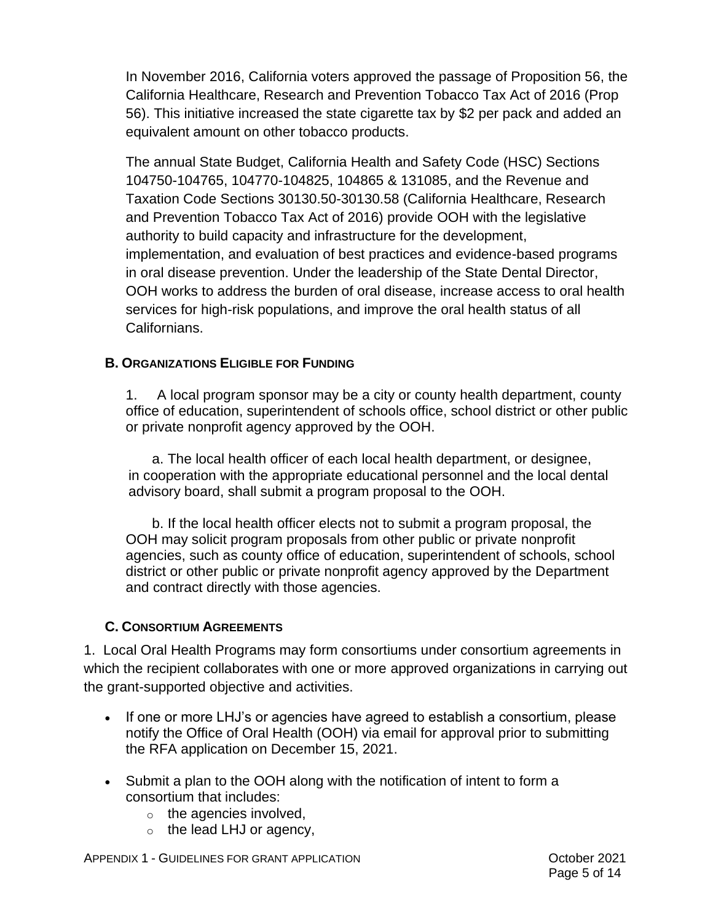In November 2016, California voters approved the passage of Proposition 56, the California Healthcare, Research and Prevention Tobacco Tax Act of 2016 (Prop 56). This initiative increased the state cigarette tax by $2 per pack and added an equivalent amount on other tobacco products.

The annual State Budget, California Health and Safety Code (HSC) Sections 104750-104765, 104770-104825, 104865 & 131085, and the Revenue and Taxation Code Sections 30130.50-30130.58 (California Healthcare, Research and Prevention Tobacco Tax Act of 2016) provide OOH with the legislative authority to build capacity and infrastructure for the development, implementation, and evaluation of best practices and evidence-based programs in oral disease prevention. Under the leadership of the State Dental Director, OOH works to address the burden of oral disease, increase access to oral health services for high-risk populations, and improve the oral health status of all Californians.

### B. Organizations Eligible for Funding

1. A local program sponsor may be a city or county health department, county office of education, superintendent of schools office, school district or other public or private nonprofit agency approved by the OOH.

   a. The local health officer of each local health department, or designee, in cooperation with the appropriate educational personnel and the local dental advisory board, shall submit a program proposal to the OOH.

   b. If the local health officer elects not to submit a program proposal, the OOH may solicit program proposals from other public or private nonprofit agencies, such as county office of education, superintendent of schools, school district or other public or private nonprofit agency approved by the Department and contract directly with those agencies.

### C. Consortium Agreements

1. Local Oral Health Programs may form consortiums under consortium agreements in which the recipient collaborates with one or more approved organizations in carrying out the grant-supported objective and activities.

- If one or more LHJ's or agencies have agreed to establish a consortium, please notify the Office of Oral Health (OOH) via email for approval prior to submitting the RFA application on December 15, 2021.
- Submit a plan to the OOH along with the notification of intent to form a consortium that includes:
  - the agencies involved,
  - the lead LHJ or agency,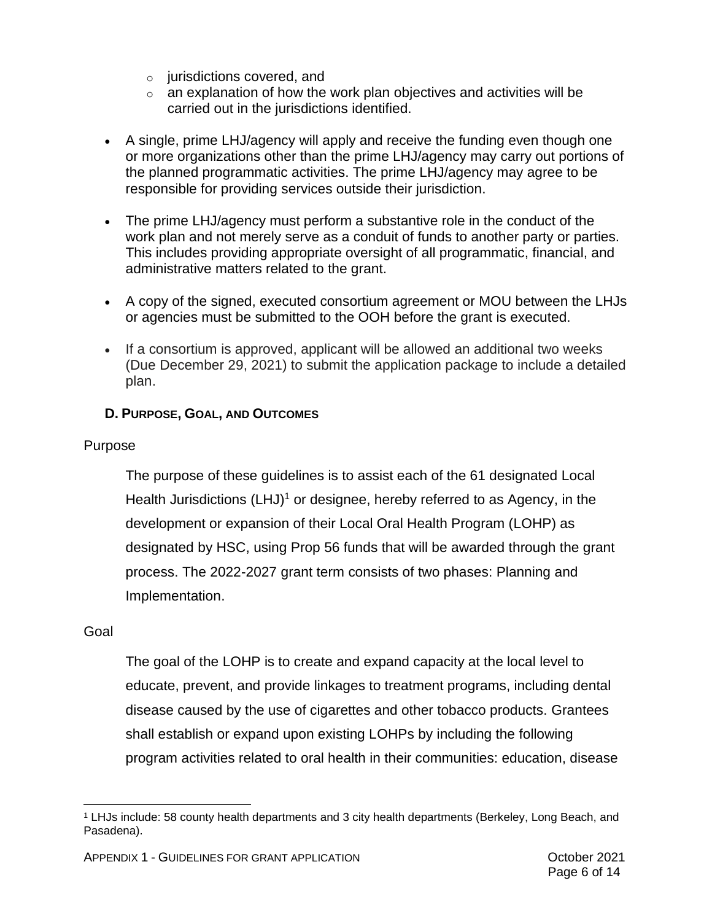- jurisdictions covered, and
  - an explanation of how the work plan objectives and activities will be carried out in the jurisdictions identified.

- A single, prime LHJ/agency will apply and receive the funding even though one or more organizations other than the prime LHJ/agency may carry out portions of the planned programmatic activities. The prime LHJ/agency may agree to be responsible for providing services outside their jurisdiction.

- The prime LHJ/agency must perform a substantive role in the conduct of the work plan and not merely serve as a conduit of funds to another party or parties. This includes providing appropriate oversight of all programmatic, financial, and administrative matters related to the grant.

- A copy of the signed, executed consortium agreement or MOU between the LHJs or agencies must be submitted to the OOH before the grant is executed.

- If a consortium is approved, applicant will be allowed an additional two weeks (Due December 29, 2021) to submit the application package to include a detailed plan.

### D. Purpose, Goal, and Outcomes

Purpose

The purpose of these guidelines is to assist each of the 61 designated Local Health Jurisdictions (LHJ)[1] or designee, hereby referred to as Agency, in the development or expansion of their Local Oral Health Program (LOHP) as designated by HSC, using Prop 56 funds that will be awarded through the grant process. The 2022-2027 grant term consists of two phases: Planning and Implementation.

Goal

The goal of the LOHP is to create and expand capacity at the local level to educate, prevent, and provide linkages to treatment programs, including dental disease caused by the use of cigarettes and other tobacco products. Grantees shall establish or expand upon existing LOHPs by including the following program activities related to oral health in their communities: education, disease

[1] LHJs include: 58 county health departments and 3 city health departments (Berkeley, Long Beach, and Pasadena).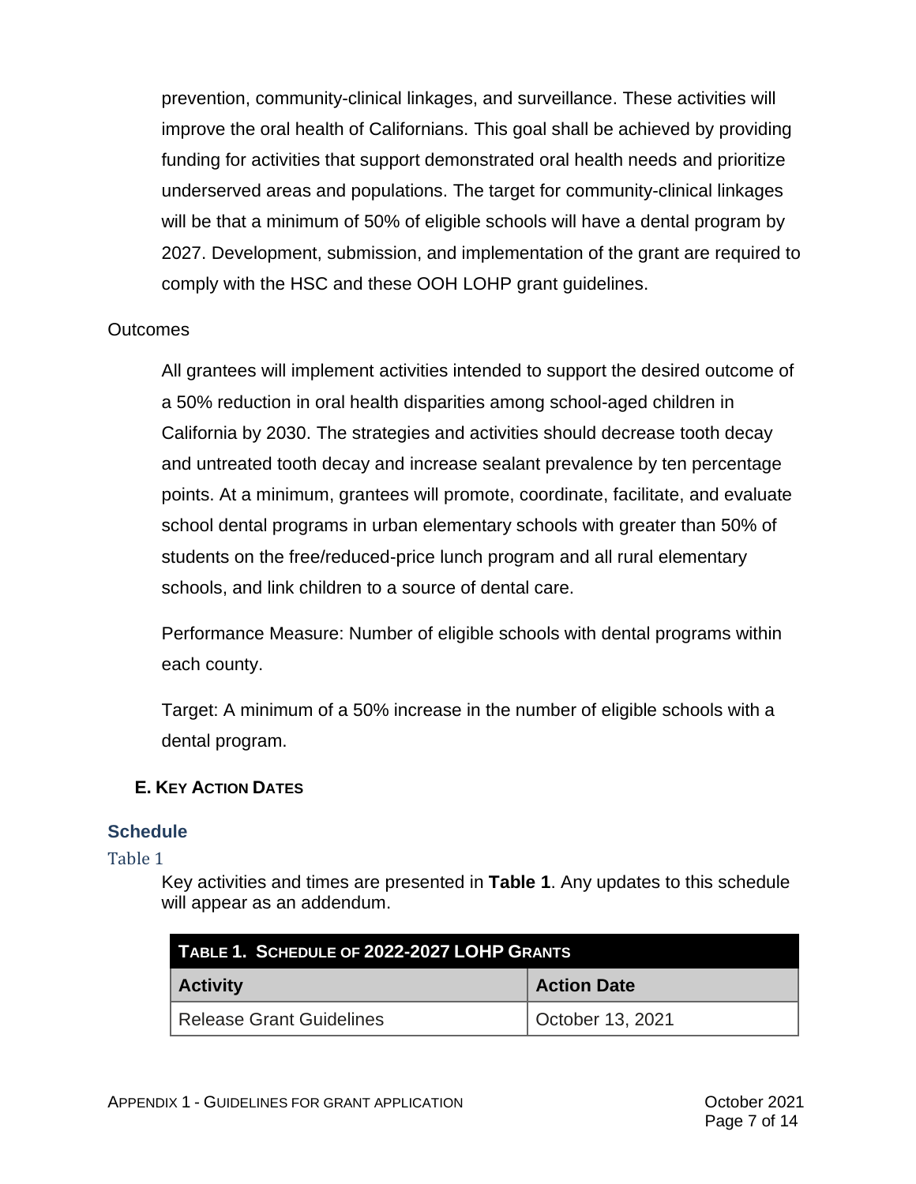prevention, community-clinical linkages, and surveillance. These activities will improve the oral health of Californians. This goal shall be achieved by providing funding for activities that support demonstrated oral health needs and prioritize underserved areas and populations. The target for community-clinical linkages will be that a minimum of 50% of eligible schools will have a dental program by 2027. Development, submission, and implementation of the grant are required to comply with the HSC and these OOH LOHP grant guidelines.

Outcomes

All grantees will implement activities intended to support the desired outcome of a 50% reduction in oral health disparities among school-aged children in California by 2030. The strategies and activities should decrease tooth decay and untreated tooth decay and increase sealant prevalence by ten percentage points. At a minimum, grantees will promote, coordinate, facilitate, and evaluate school dental programs in urban elementary schools with greater than 50% of students on the free/reduced-price lunch program and all rural elementary schools, and link children to a source of dental care.

Performance Measure: Number of eligible schools with dental programs within each county.

Target: A minimum of a 50% increase in the number of eligible schools with a dental program.

### E. Key Action Dates

#### Schedule

Table 1

Key activities and times are presented in **Table 1**. Any updates to this schedule will appear as an addendum.

| Table 1. Schedule of 2022-2027 LOHP Grants | |
|---|---|
| **Activity** | **Action Date** |
| Release Grant Guidelines | October 13, 2021 |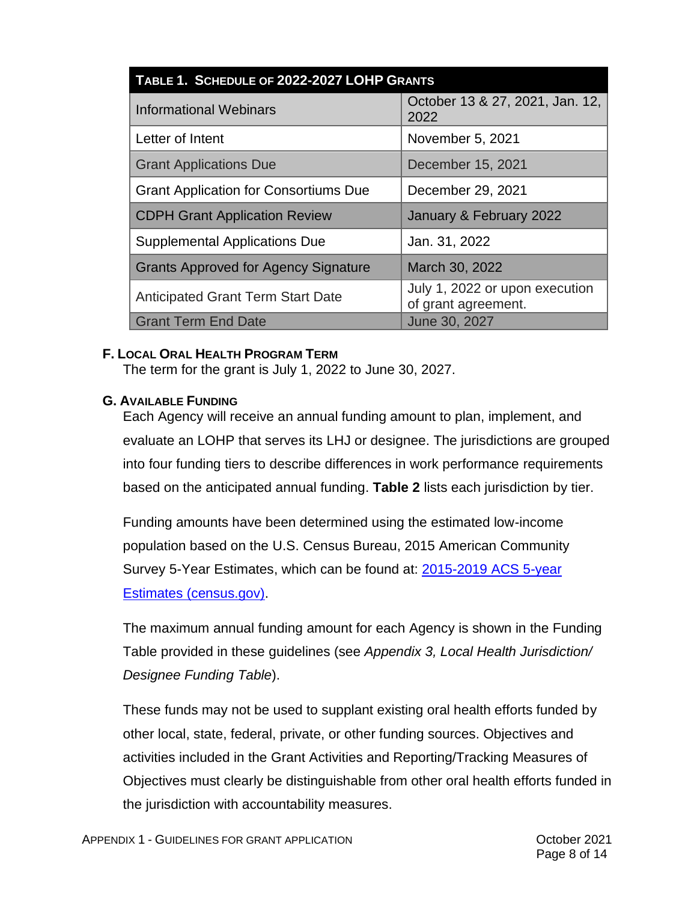| Table 1. Schedule of 2022-2027 LOHP Grants | |
|---|---|
| Informational Webinars | October 13 & 27, 2021, Jan. 12, 2022 |
| Letter of Intent | November 5, 2021 |
| Grant Applications Due | December 15, 2021 |
| Grant Application for Consortiums Due | December 29, 2021 |
| CDPH Grant Application Review | January & February 2022 |
| Supplemental Applications Due | Jan. 31, 2022 |
| Grants Approved for Agency Signature | March 30, 2022 |
| Anticipated Grant Term Start Date | July 1, 2022 or upon execution of grant agreement. |
| Grant Term End Date | June 30, 2027 |

### F. Local Oral Health Program Term

The term for the grant is July 1, 2022 to June 30, 2027.

### G. Available Funding

Each Agency will receive an annual funding amount to plan, implement, and evaluate an LOHP that serves its LHJ or designee. The jurisdictions are grouped into four funding tiers to describe differences in work performance requirements based on the anticipated annual funding. **Table 2** lists each jurisdiction by tier.

Funding amounts have been determined using the estimated low-income population based on the U.S. Census Bureau, 2015 American Community Survey 5-Year Estimates, which can be found at: [2015-2019 ACS 5-year Estimates (census.gov)](census.gov).

The maximum annual funding amount for each Agency is shown in the Funding Table provided in these guidelines (see *Appendix 3, Local Health Jurisdiction/ Designee Funding Table*).

These funds may not be used to supplant existing oral health efforts funded by other local, state, federal, private, or other funding sources. Objectives and activities included in the Grant Activities and Reporting/Tracking Measures of Objectives must clearly be distinguishable from other oral health efforts funded in the jurisdiction with accountability measures.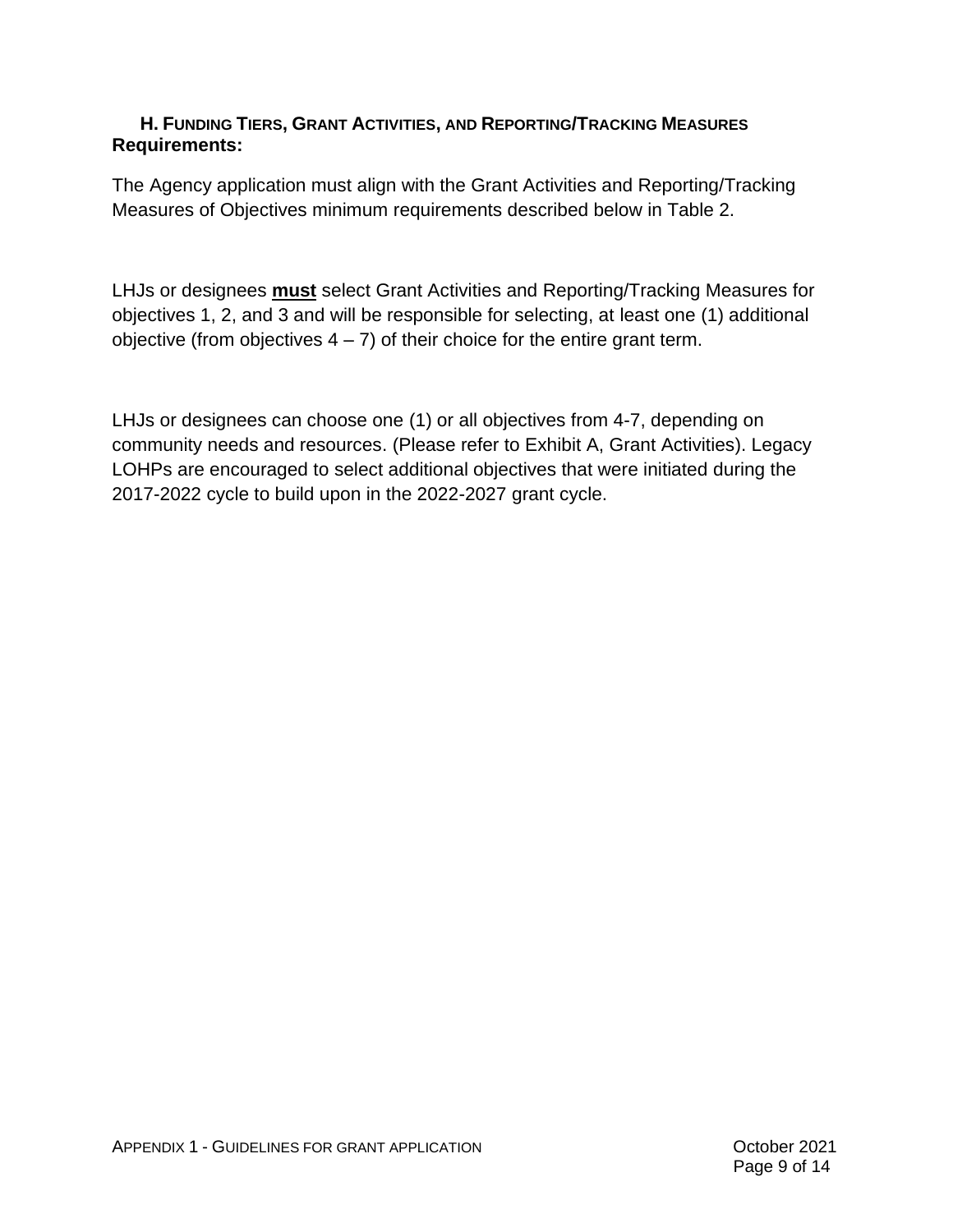### H. Funding Tiers, Grant Activities, and Reporting/Tracking Measures

**Requirements:**

The Agency application must align with the Grant Activities and Reporting/Tracking Measures of Objectives minimum requirements described below in Table 2.

LHJs or designees **must** select Grant Activities and Reporting/Tracking Measures for objectives 1, 2, and 3 and will be responsible for selecting, at least one (1) additional objective (from objectives 4 – 7) of their choice for the entire grant term.

LHJs or designees can choose one (1) or all objectives from 4-7, depending on community needs and resources. (Please refer to Exhibit A, Grant Activities). Legacy LOHPs are encouraged to select additional objectives that were initiated during the 2017-2022 cycle to build upon in the 2022-2027 grant cycle.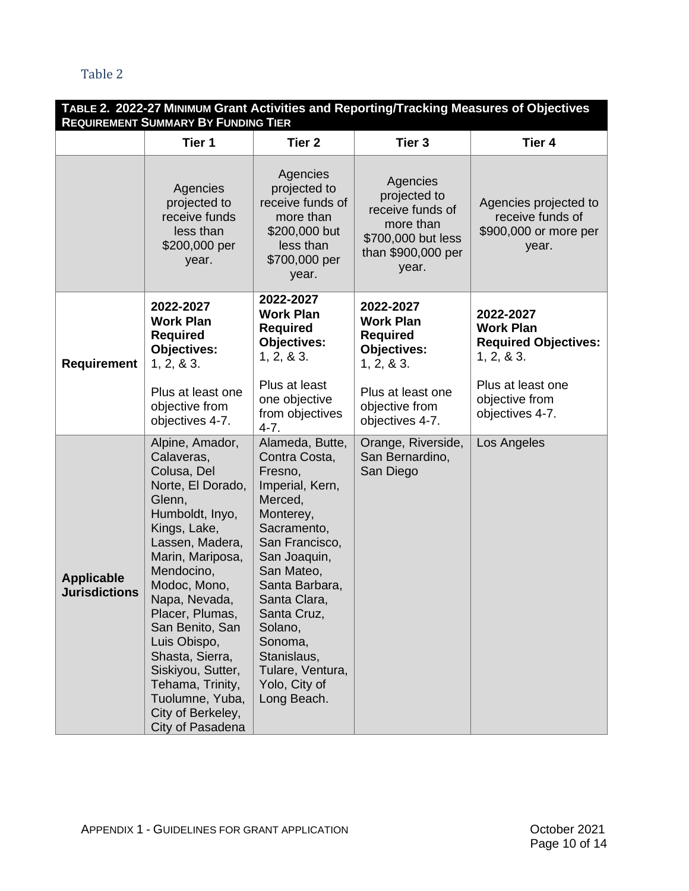Table 2

| TABLE 2. 2022-27 MINIMUM Grant Activities and Reporting/Tracking Measures of Objectives REQUIREMENT SUMMARY BY FUNDING TIER | | | | |
|---|---|---|---|---|
| | **Tier 1** | **Tier 2** | **Tier 3** | **Tier 4** |
| | Agencies projected to receive funds less than $200,000 per year. | Agencies projected to receive funds of more than $200,000 but less than $700,000 per year. | Agencies projected to receive funds of more than $700,000 but less than $900,000 per year. | Agencies projected to receive funds of $900,000 or more per year. |
| **Requirement** | **2022-2027 Work Plan Required Objectives:** 1, 2, & 3.<br><br>Plus at least one objective from objectives 4-7. | **2022-2027 Work Plan Required Objectives:** 1, 2, & 3.<br><br>Plus at least one objective from objectives 4-7. | **2022-2027 Work Plan Required Objectives:** 1, 2, & 3.<br><br>Plus at least one objective from objectives 4-7. | **2022-2027 Work Plan Required Objectives:** 1, 2, & 3.<br><br>Plus at least one objective from objectives 4-7. |
| **Applicable Jurisdictions** | Alpine, Amador, Calaveras, Colusa, Del Norte, El Dorado, Glenn, Humboldt, Inyo, Kings, Lake, Lassen, Madera, Marin, Mariposa, Mendocino, Modoc, Mono, Napa, Nevada, Placer, Plumas, San Benito, San Luis Obispo, Shasta, Sierra, Siskiyou, Sutter, Tehama, Trinity, Tuolumne, Yuba, City of Berkeley, City of Pasadena | Alameda, Butte, Contra Costa, Fresno, Imperial, Kern, Merced, Monterey, Sacramento, San Francisco, San Joaquin, San Mateo, Santa Barbara, Santa Clara, Santa Cruz, Solano, Sonoma, Stanislaus, Tulare, Ventura, Yolo, City of Long Beach. | Orange, Riverside, San Bernardino, San Diego | Los Angeles |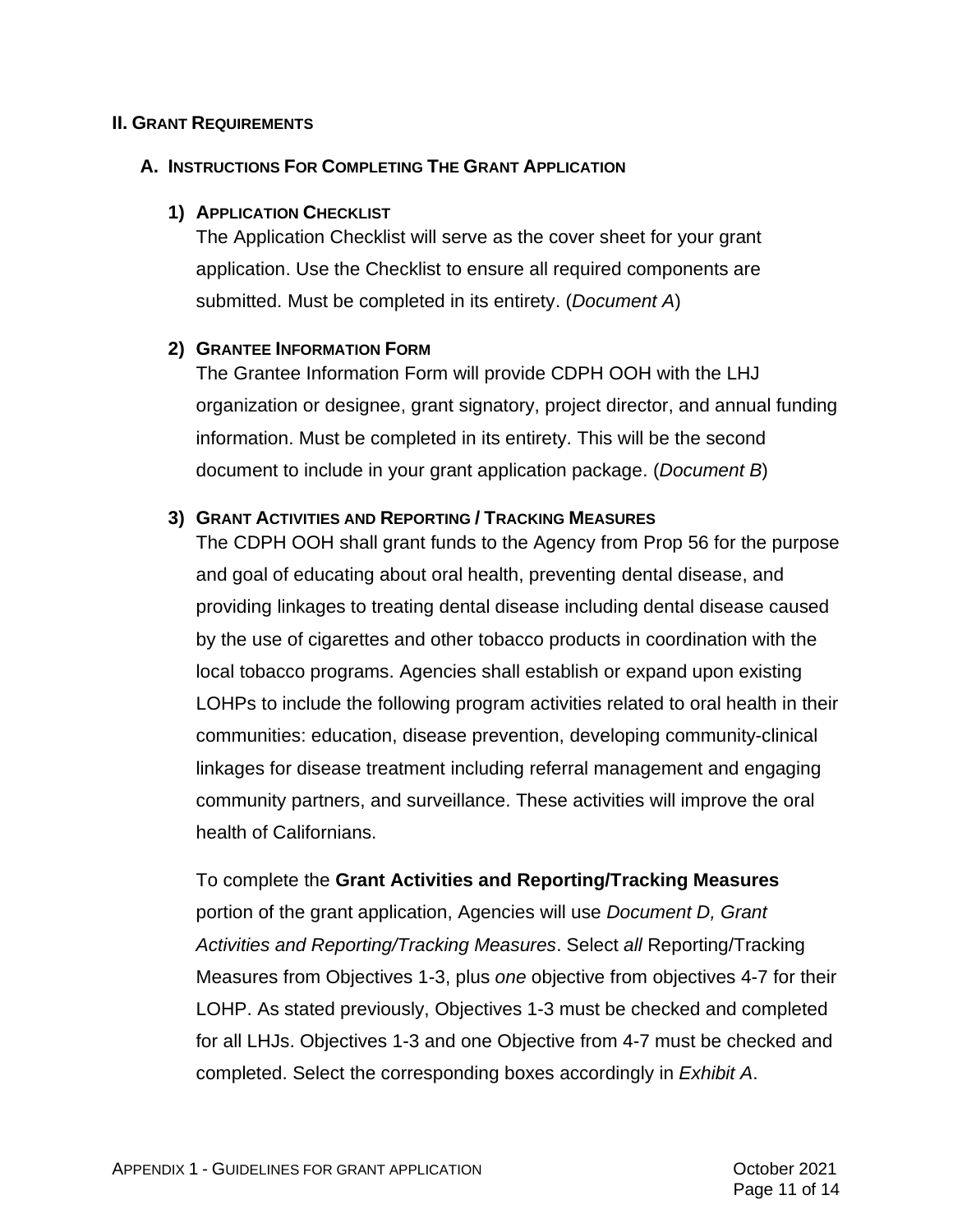## II. Grant Requirements

### A. Instructions For Completing The Grant Application

#### 1) Application Checklist

The Application Checklist will serve as the cover sheet for your grant application. Use the Checklist to ensure all required components are submitted. Must be completed in its entirety. (*Document A*)

#### 2) Grantee Information Form

The Grantee Information Form will provide CDPH OOH with the LHJ organization or designee, grant signatory, project director, and annual funding information. Must be completed in its entirety. This will be the second document to include in your grant application package. (*Document B*)

#### 3) Grant Activities and Reporting / Tracking Measures

The CDPH OOH shall grant funds to the Agency from Prop 56 for the purpose and goal of educating about oral health, preventing dental disease, and providing linkages to treating dental disease including dental disease caused by the use of cigarettes and other tobacco products in coordination with the local tobacco programs. Agencies shall establish or expand upon existing LOHPs to include the following program activities related to oral health in their communities: education, disease prevention, developing community-clinical linkages for disease treatment including referral management and engaging community partners, and surveillance. These activities will improve the oral health of Californians.

To complete the **Grant Activities and Reporting/Tracking Measures** portion of the grant application, Agencies will use *Document D, Grant Activities and Reporting/Tracking Measures*. Select *all* Reporting/Tracking Measures from Objectives 1-3, plus *one* objective from objectives 4-7 for their LOHP. As stated previously, Objectives 1-3 must be checked and completed for all LHJs. Objectives 1-3 and one Objective from 4-7 must be checked and completed. Select the corresponding boxes accordingly in *Exhibit A*.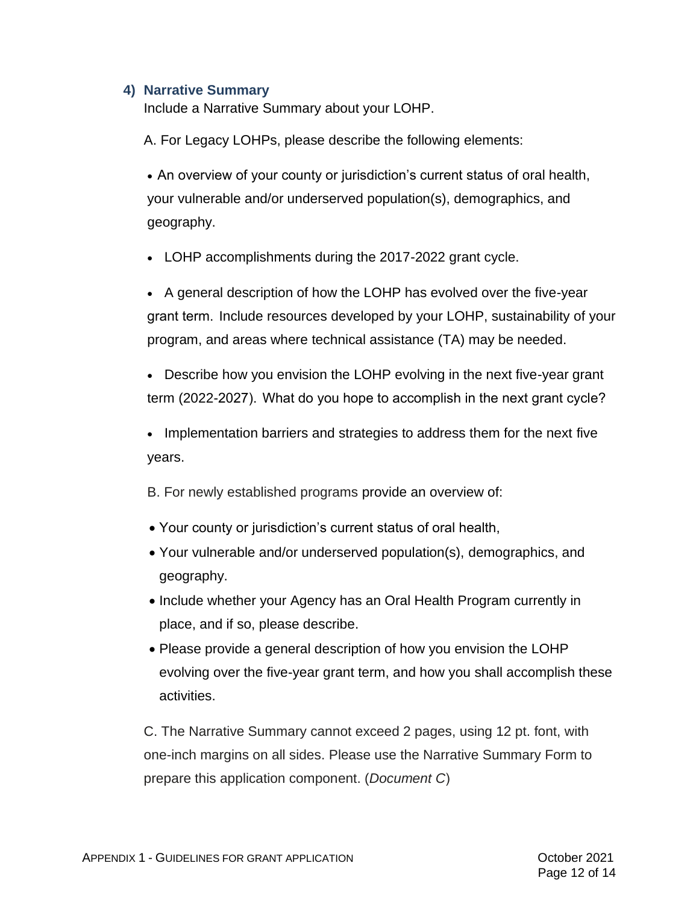### 4) Narrative Summary

Include a Narrative Summary about your LOHP.

A. For Legacy LOHPs, please describe the following elements:

- An overview of your county or jurisdiction's current status of oral health, your vulnerable and/or underserved population(s), demographics, and geography.
- LOHP accomplishments during the 2017-2022 grant cycle.
- A general description of how the LOHP has evolved over the five-year grant term. Include resources developed by your LOHP, sustainability of your program, and areas where technical assistance (TA) may be needed.
- Describe how you envision the LOHP evolving in the next five-year grant term (2022-2027). What do you hope to accomplish in the next grant cycle?
- Implementation barriers and strategies to address them for the next five years.

B. For newly established programs provide an overview of:

- Your county or jurisdiction's current status of oral health,
- Your vulnerable and/or underserved population(s), demographics, and geography.
- Include whether your Agency has an Oral Health Program currently in place, and if so, please describe.
- Please provide a general description of how you envision the LOHP evolving over the five-year grant term, and how you shall accomplish these activities.

C. The Narrative Summary cannot exceed 2 pages, using 12 pt. font, with one-inch margins on all sides. Please use the Narrative Summary Form to prepare this application component. (*Document C*)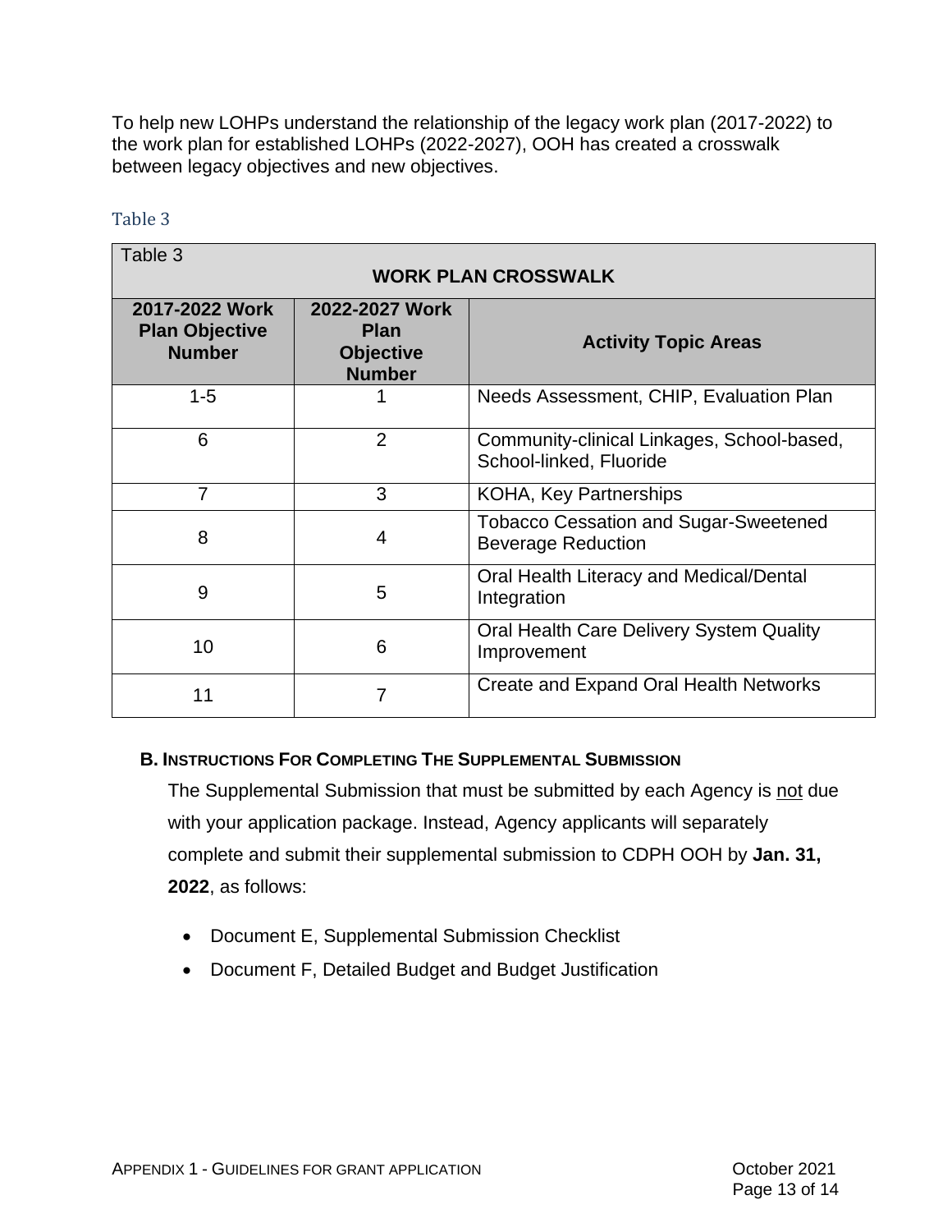To help new LOHPs understand the relationship of the legacy work plan (2017-2022) to the work plan for established LOHPs (2022-2027), OOH has created a crosswalk between legacy objectives and new objectives.

Table 3

| Table 3<br>**WORK PLAN CROSSWALK** | | |
|---|---|---|
| **2017-2022 Work Plan Objective Number** | **2022-2027 Work Plan Objective Number** | **Activity Topic Areas** |
| 1-5 | 1 | Needs Assessment, CHIP, Evaluation Plan |
| 6 | 2 | Community-clinical Linkages, School-based, School-linked, Fluoride |
| 7 | 3 | KOHA, Key Partnerships |
| 8 | 4 | Tobacco Cessation and Sugar-Sweetened Beverage Reduction |
| 9 | 5 | Oral Health Literacy and Medical/Dental Integration |
| 10 | 6 | Oral Health Care Delivery System Quality Improvement |
| 11 | 7 | Create and Expand Oral Health Networks |

### B. Instructions For Completing The Supplemental Submission

The Supplemental Submission that must be submitted by each Agency is not due with your application package. Instead, Agency applicants will separately complete and submit their supplemental submission to CDPH OOH by **Jan. 31, 2022**, as follows:

- Document E, Supplemental Submission Checklist
- Document F, Detailed Budget and Budget Justification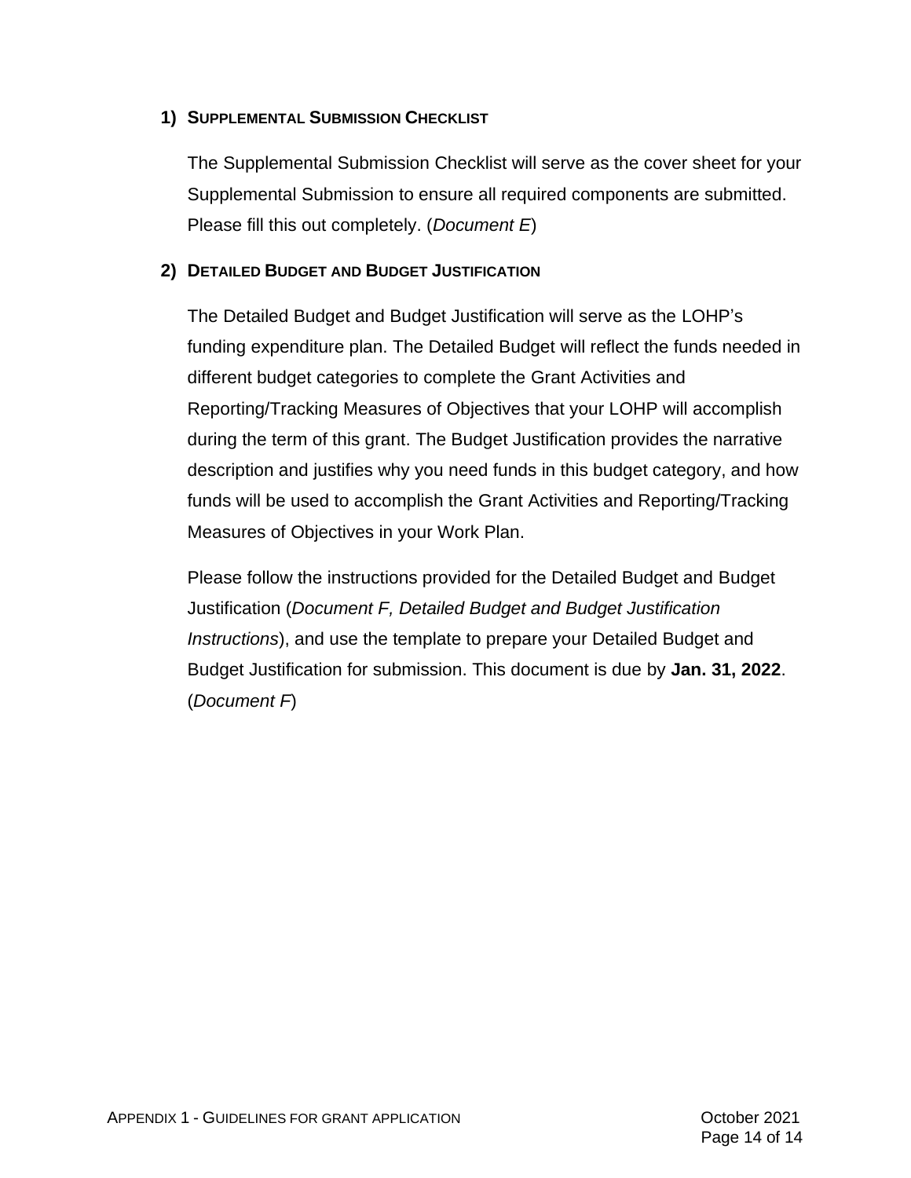1) **SUPPLEMENTAL SUBMISSION CHECKLIST**

The Supplemental Submission Checklist will serve as the cover sheet for your Supplemental Submission to ensure all required components are submitted. Please fill this out completely. (*Document E*)

2) **DETAILED BUDGET AND BUDGET JUSTIFICATION**

The Detailed Budget and Budget Justification will serve as the LOHP's funding expenditure plan. The Detailed Budget will reflect the funds needed in different budget categories to complete the Grant Activities and Reporting/Tracking Measures of Objectives that your LOHP will accomplish during the term of this grant. The Budget Justification provides the narrative description and justifies why you need funds in this budget category, and how funds will be used to accomplish the Grant Activities and Reporting/Tracking Measures of Objectives in your Work Plan.

Please follow the instructions provided for the Detailed Budget and Budget Justification (*Document F, Detailed Budget and Budget Justification Instructions*), and use the template to prepare your Detailed Budget and Budget Justification for submission. This document is due by **Jan. 31, 2022**. (*Document F*)